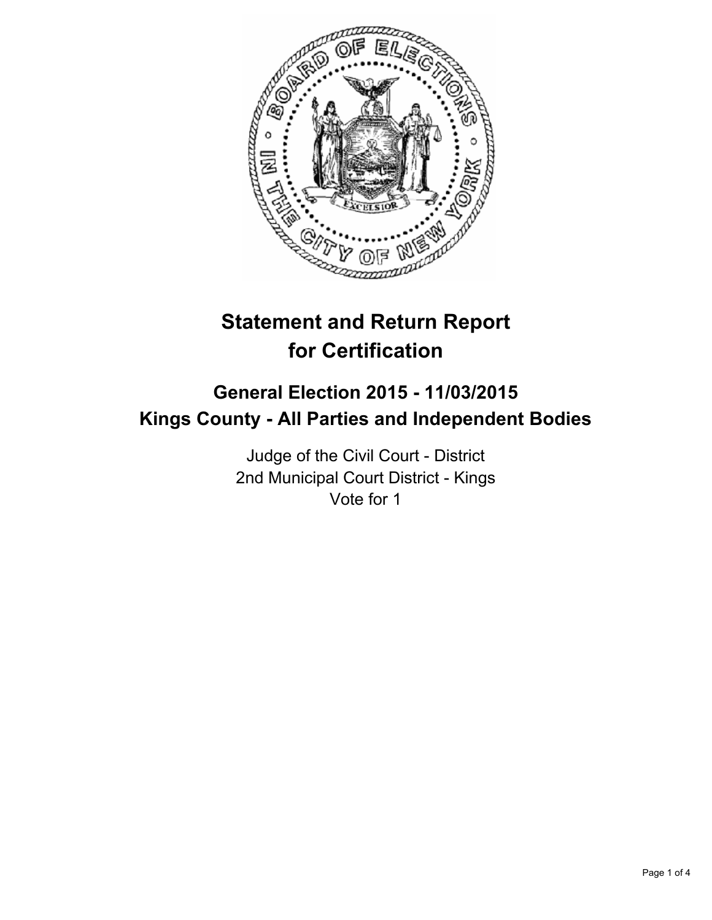# Statement and Return Report for Certification

## General Election 2015 - 11/03/2015
## Kings County - All Parties and Independent Bodies

Judge of the Civil Court - District
2nd Municipal Court District - Kings
Vote for 1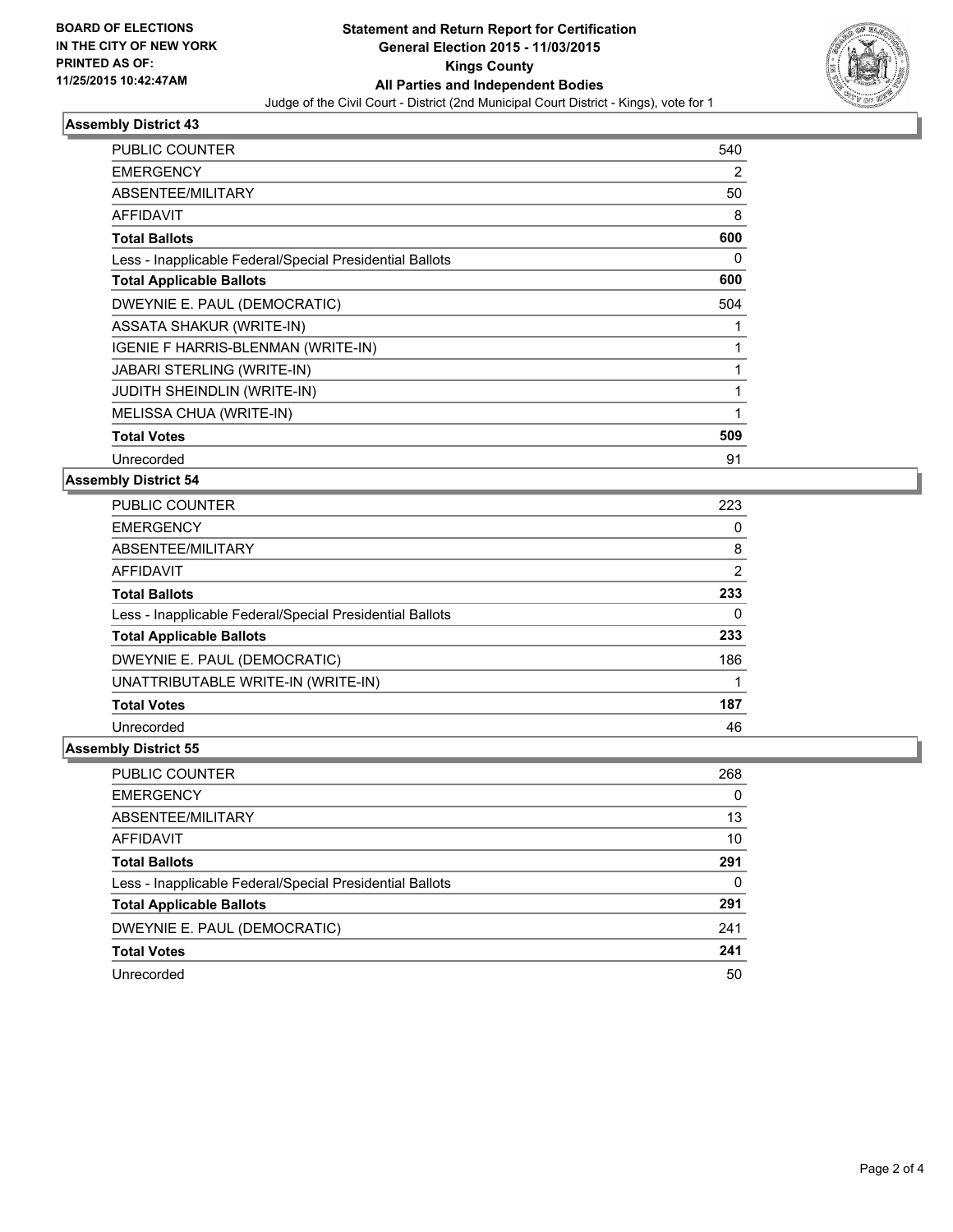**BOARD OF ELECTIONS IN THE CITY OF NEW YORK PRINTED AS OF: 11/25/2015 10:42:47AM**

**Statement and Return Report for Certification General Election 2015 - 11/03/2015 Kings County All Parties and Independent Bodies**

Judge of the Civil Court - District (2nd Municipal Court District - Kings), vote for 1

### Assembly District 43

| | |
|---|---|
| PUBLIC COUNTER | 540 |
| EMERGENCY | 2 |
| ABSENTEE/MILITARY | 50 |
| AFFIDAVIT | 8 |
| **Total Ballots** | **600** |
| Less - Inapplicable Federal/Special Presidential Ballots | 0 |
| **Total Applicable Ballots** | **600** |
| DWEYNIE E. PAUL (DEMOCRATIC) | 504 |
| ASSATA SHAKUR (WRITE-IN) | 1 |
| IGENIE F HARRIS-BLENMAN (WRITE-IN) | 1 |
| JABARI STERLING (WRITE-IN) | 1 |
| JUDITH SHEINDLIN (WRITE-IN) | 1 |
| MELISSA CHUA (WRITE-IN) | 1 |
| **Total Votes** | **509** |
| Unrecorded | 91 |

### Assembly District 54

| | |
|---|---|
| PUBLIC COUNTER | 223 |
| EMERGENCY | 0 |
| ABSENTEE/MILITARY | 8 |
| AFFIDAVIT | 2 |
| **Total Ballots** | **233** |
| Less - Inapplicable Federal/Special Presidential Ballots | 0 |
| **Total Applicable Ballots** | **233** |
| DWEYNIE E. PAUL (DEMOCRATIC) | 186 |
| UNATTRIBUTABLE WRITE-IN (WRITE-IN) | 1 |
| **Total Votes** | **187** |
| Unrecorded | 46 |

### Assembly District 55

| | |
|---|---|
| PUBLIC COUNTER | 268 |
| EMERGENCY | 0 |
| ABSENTEE/MILITARY | 13 |
| AFFIDAVIT | 10 |
| **Total Ballots** | **291** |
| Less - Inapplicable Federal/Special Presidential Ballots | 0 |
| **Total Applicable Ballots** | **291** |
| DWEYNIE E. PAUL (DEMOCRATIC) | 241 |
| **Total Votes** | **241** |
| Unrecorded | 50 |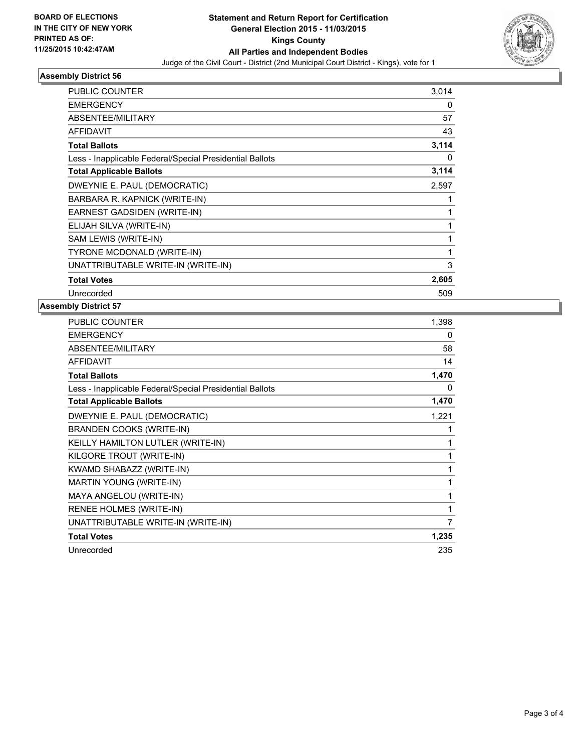BOARD OF ELECTIONS
IN THE CITY OF NEW YORK
PRINTED AS OF:
11/25/2015 10:42:47AM

**Statement and Return Report for Certification**
**General Election 2015 - 11/03/2015**
**Kings County**
**All Parties and Independent Bodies**
Judge of the Civil Court - District (2nd Municipal Court District - Kings), vote for 1

### Assembly District 56

| | |
|---|---|
| PUBLIC COUNTER | 3,014 |
| EMERGENCY | 0 |
| ABSENTEE/MILITARY | 57 |
| AFFIDAVIT | 43 |
| **Total Ballots** | **3,114** |
| Less - Inapplicable Federal/Special Presidential Ballots | 0 |
| **Total Applicable Ballots** | **3,114** |
| DWEYNIE E. PAUL (DEMOCRATIC) | 2,597 |
| BARBARA R. KAPNICK (WRITE-IN) | 1 |
| EARNEST GADSIDEN (WRITE-IN) | 1 |
| ELIJAH SILVA (WRITE-IN) | 1 |
| SAM LEWIS (WRITE-IN) | 1 |
| TYRONE MCDONALD (WRITE-IN) | 1 |
| UNATTRIBUTABLE WRITE-IN (WRITE-IN) | 3 |
| **Total Votes** | **2,605** |
| Unrecorded | 509 |

### Assembly District 57

| | |
|---|---|
| PUBLIC COUNTER | 1,398 |
| EMERGENCY | 0 |
| ABSENTEE/MILITARY | 58 |
| AFFIDAVIT | 14 |
| **Total Ballots** | **1,470** |
| Less - Inapplicable Federal/Special Presidential Ballots | 0 |
| **Total Applicable Ballots** | **1,470** |
| DWEYNIE E. PAUL (DEMOCRATIC) | 1,221 |
| BRANDEN COOKS (WRITE-IN) | 1 |
| KEILLY HAMILTON LUTLER (WRITE-IN) | 1 |
| KILGORE TROUT (WRITE-IN) | 1 |
| KWAMD SHABAZZ (WRITE-IN) | 1 |
| MARTIN YOUNG (WRITE-IN) | 1 |
| MAYA ANGELOU (WRITE-IN) | 1 |
| RENEE HOLMES (WRITE-IN) | 1 |
| UNATTRIBUTABLE WRITE-IN (WRITE-IN) | 7 |
| **Total Votes** | **1,235** |
| Unrecorded | 235 |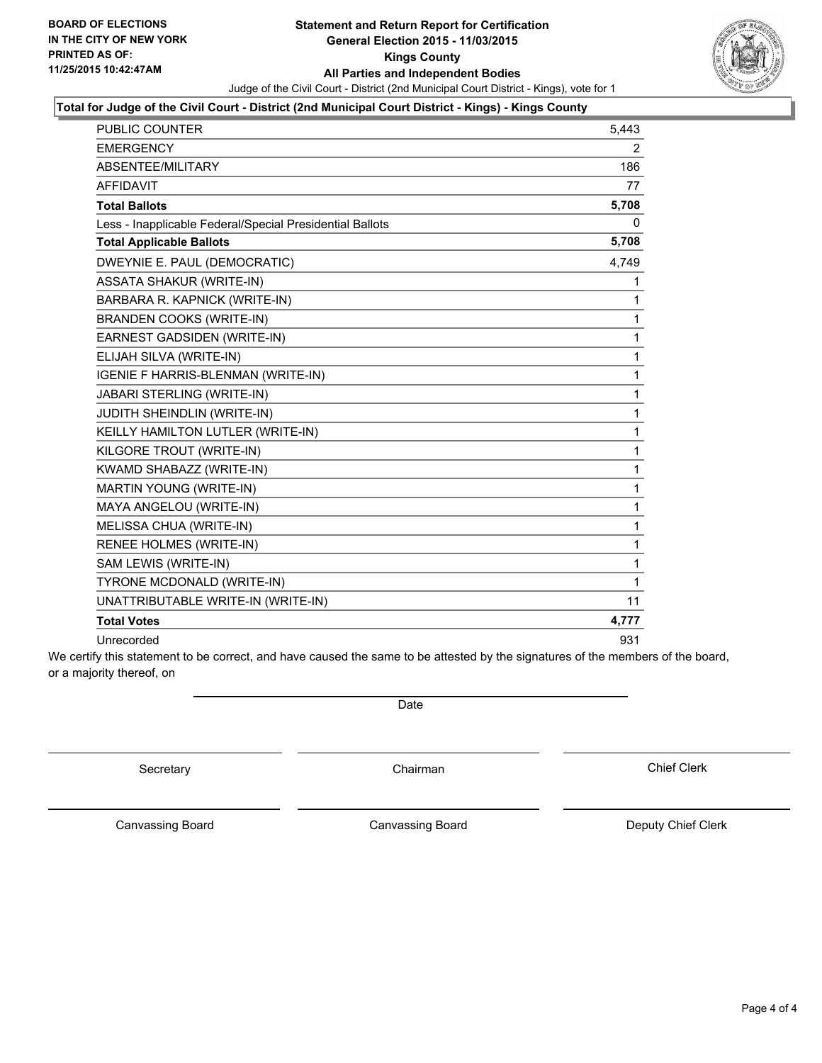**BOARD OF ELECTIONS IN THE CITY OF NEW YORK PRINTED AS OF: 11/25/2015 10:42:47AM**

# Statement and Return Report for Certification
## General Election 2015 - 11/03/2015
## Kings County
## All Parties and Independent Bodies

Judge of the Civil Court - District (2nd Municipal Court District - Kings), vote for 1

**Total for Judge of the Civil Court - District (2nd Municipal Court District - Kings) - Kings County**

| | |
|---|---|
| PUBLIC COUNTER | 5,443 |
| EMERGENCY | 2 |
| ABSENTEE/MILITARY | 186 |
| AFFIDAVIT | 77 |
| **Total Ballots** | **5,708** |
| Less - Inapplicable Federal/Special Presidential Ballots | 0 |
| **Total Applicable Ballots** | **5,708** |
| DWEYNIE E. PAUL (DEMOCRATIC) | 4,749 |
| ASSATA SHAKUR (WRITE-IN) | 1 |
| BARBARA R. KAPNICK (WRITE-IN) | 1 |
| BRANDEN COOKS (WRITE-IN) | 1 |
| EARNEST GADSIDEN (WRITE-IN) | 1 |
| ELIJAH SILVA (WRITE-IN) | 1 |
| IGENIE F HARRIS-BLENMAN (WRITE-IN) | 1 |
| JABARI STERLING (WRITE-IN) | 1 |
| JUDITH SHEINDLIN (WRITE-IN) | 1 |
| KEILLY HAMILTON LUTLER (WRITE-IN) | 1 |
| KILGORE TROUT (WRITE-IN) | 1 |
| KWAMD SHABAZZ (WRITE-IN) | 1 |
| MARTIN YOUNG (WRITE-IN) | 1 |
| MAYA ANGELOU (WRITE-IN) | 1 |
| MELISSA CHUA (WRITE-IN) | 1 |
| RENEE HOLMES (WRITE-IN) | 1 |
| SAM LEWIS (WRITE-IN) | 1 |
| TYRONE MCDONALD (WRITE-IN) | 1 |
| UNATTRIBUTABLE WRITE-IN (WRITE-IN) | 11 |
| **Total Votes** | **4,777** |
| Unrecorded | 931 |

We certify this statement to be correct, and have caused the same to be attested by the signatures of the members of the board, or a majority thereof, on

Date

Secretary

Chairman

Chief Clerk

Canvassing Board

Canvassing Board

Deputy Chief Clerk